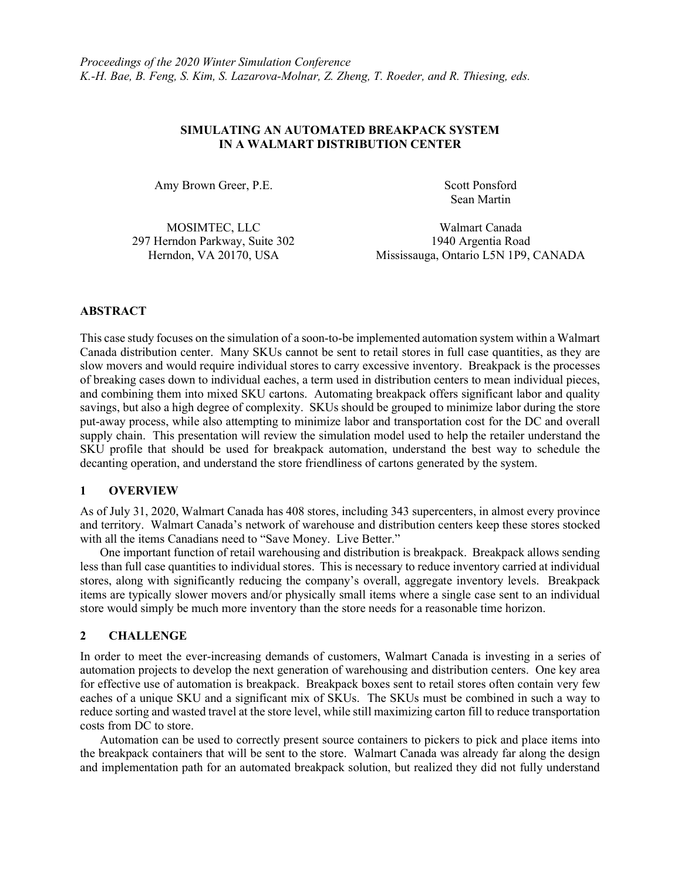*Proceedings of the 2020 Winter Simulation Conference*
*K.-H. Bae, B. Feng, S. Kim, S. Lazarova-Molnar, Z. Zheng, T. Roeder, and R. Thiesing, eds.*

# SIMULATING AN AUTOMATED BREAKPACK SYSTEM IN A WALMART DISTRIBUTION CENTER

Amy Brown Greer, P.E.

MOSIMTEC, LLC
297 Herndon Parkway, Suite 302
Herndon, VA 20170, USA

Scott Ponsford
Sean Martin

Walmart Canada
1940 Argentia Road
Mississauga, Ontario L5N 1P9, CANADA

## ABSTRACT

This case study focuses on the simulation of a soon-to-be implemented automation system within a Walmart Canada distribution center. Many SKUs cannot be sent to retail stores in full case quantities, as they are slow movers and would require individual stores to carry excessive inventory. Breakpack is the processes of breaking cases down to individual eaches, a term used in distribution centers to mean individual pieces, and combining them into mixed SKU cartons. Automating breakpack offers significant labor and quality savings, but also a high degree of complexity. SKUs should be grouped to minimize labor during the store put-away process, while also attempting to minimize labor and transportation cost for the DC and overall supply chain. This presentation will review the simulation model used to help the retailer understand the SKU profile that should be used for breakpack automation, understand the best way to schedule the decanting operation, and understand the store friendliness of cartons generated by the system.

## 1 OVERVIEW

As of July 31, 2020, Walmart Canada has 408 stores, including 343 supercenters, in almost every province and territory. Walmart Canada's network of warehouse and distribution centers keep these stores stocked with all the items Canadians need to "Save Money. Live Better."

One important function of retail warehousing and distribution is breakpack. Breakpack allows sending less than full case quantities to individual stores. This is necessary to reduce inventory carried at individual stores, along with significantly reducing the company's overall, aggregate inventory levels. Breakpack items are typically slower movers and/or physically small items where a single case sent to an individual store would simply be much more inventory than the store needs for a reasonable time horizon.

## 2 CHALLENGE

In order to meet the ever-increasing demands of customers, Walmart Canada is investing in a series of automation projects to develop the next generation of warehousing and distribution centers. One key area for effective use of automation is breakpack. Breakpack boxes sent to retail stores often contain very few eaches of a unique SKU and a significant mix of SKUs. The SKUs must be combined in such a way to reduce sorting and wasted travel at the store level, while still maximizing carton fill to reduce transportation costs from DC to store.

Automation can be used to correctly present source containers to pickers to pick and place items into the breakpack containers that will be sent to the store. Walmart Canada was already far along the design and implementation path for an automated breakpack solution, but realized they did not fully understand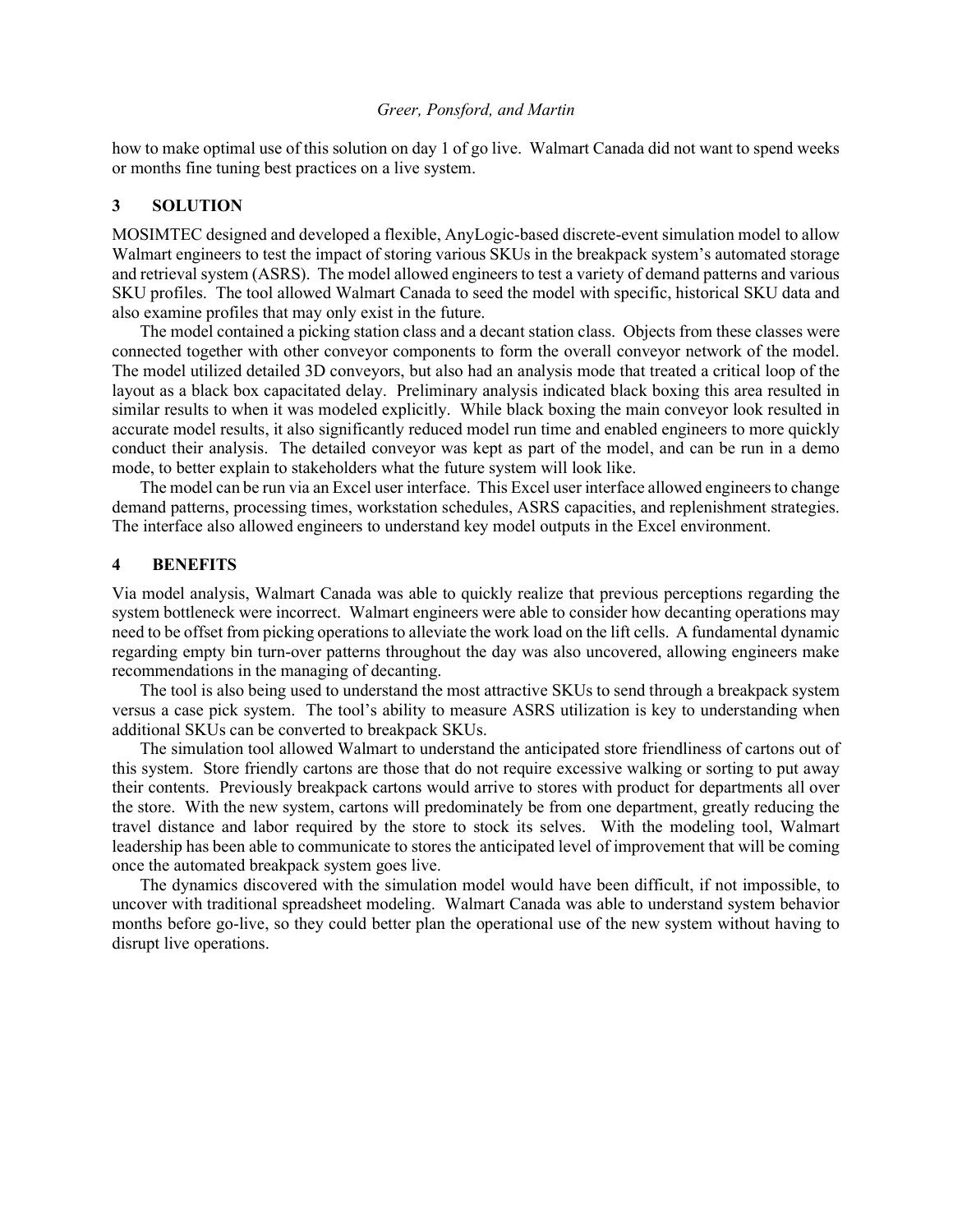how to make optimal use of this solution on day 1 of go live. Walmart Canada did not want to spend weeks or months fine tuning best practices on a live system.

## 3 SOLUTION

MOSIMTEC designed and developed a flexible, AnyLogic-based discrete-event simulation model to allow Walmart engineers to test the impact of storing various SKUs in the breakpack system's automated storage and retrieval system (ASRS). The model allowed engineers to test a variety of demand patterns and various SKU profiles. The tool allowed Walmart Canada to seed the model with specific, historical SKU data and also examine profiles that may only exist in the future.

The model contained a picking station class and a decant station class. Objects from these classes were connected together with other conveyor components to form the overall conveyor network of the model. The model utilized detailed 3D conveyors, but also had an analysis mode that treated a critical loop of the layout as a black box capacitated delay. Preliminary analysis indicated black boxing this area resulted in similar results to when it was modeled explicitly. While black boxing the main conveyor look resulted in accurate model results, it also significantly reduced model run time and enabled engineers to more quickly conduct their analysis. The detailed conveyor was kept as part of the model, and can be run in a demo mode, to better explain to stakeholders what the future system will look like.

The model can be run via an Excel user interface. This Excel user interface allowed engineers to change demand patterns, processing times, workstation schedules, ASRS capacities, and replenishment strategies. The interface also allowed engineers to understand key model outputs in the Excel environment.

## 4 BENEFITS

Via model analysis, Walmart Canada was able to quickly realize that previous perceptions regarding the system bottleneck were incorrect. Walmart engineers were able to consider how decanting operations may need to be offset from picking operations to alleviate the work load on the lift cells. A fundamental dynamic regarding empty bin turn-over patterns throughout the day was also uncovered, allowing engineers make recommendations in the managing of decanting.

The tool is also being used to understand the most attractive SKUs to send through a breakpack system versus a case pick system. The tool's ability to measure ASRS utilization is key to understanding when additional SKUs can be converted to breakpack SKUs.

The simulation tool allowed Walmart to understand the anticipated store friendliness of cartons out of this system. Store friendly cartons are those that do not require excessive walking or sorting to put away their contents. Previously breakpack cartons would arrive to stores with product for departments all over the store. With the new system, cartons will predominately be from one department, greatly reducing the travel distance and labor required by the store to stock its selves. With the modeling tool, Walmart leadership has been able to communicate to stores the anticipated level of improvement that will be coming once the automated breakpack system goes live.

The dynamics discovered with the simulation model would have been difficult, if not impossible, to uncover with traditional spreadsheet modeling. Walmart Canada was able to understand system behavior months before go-live, so they could better plan the operational use of the new system without having to disrupt live operations.